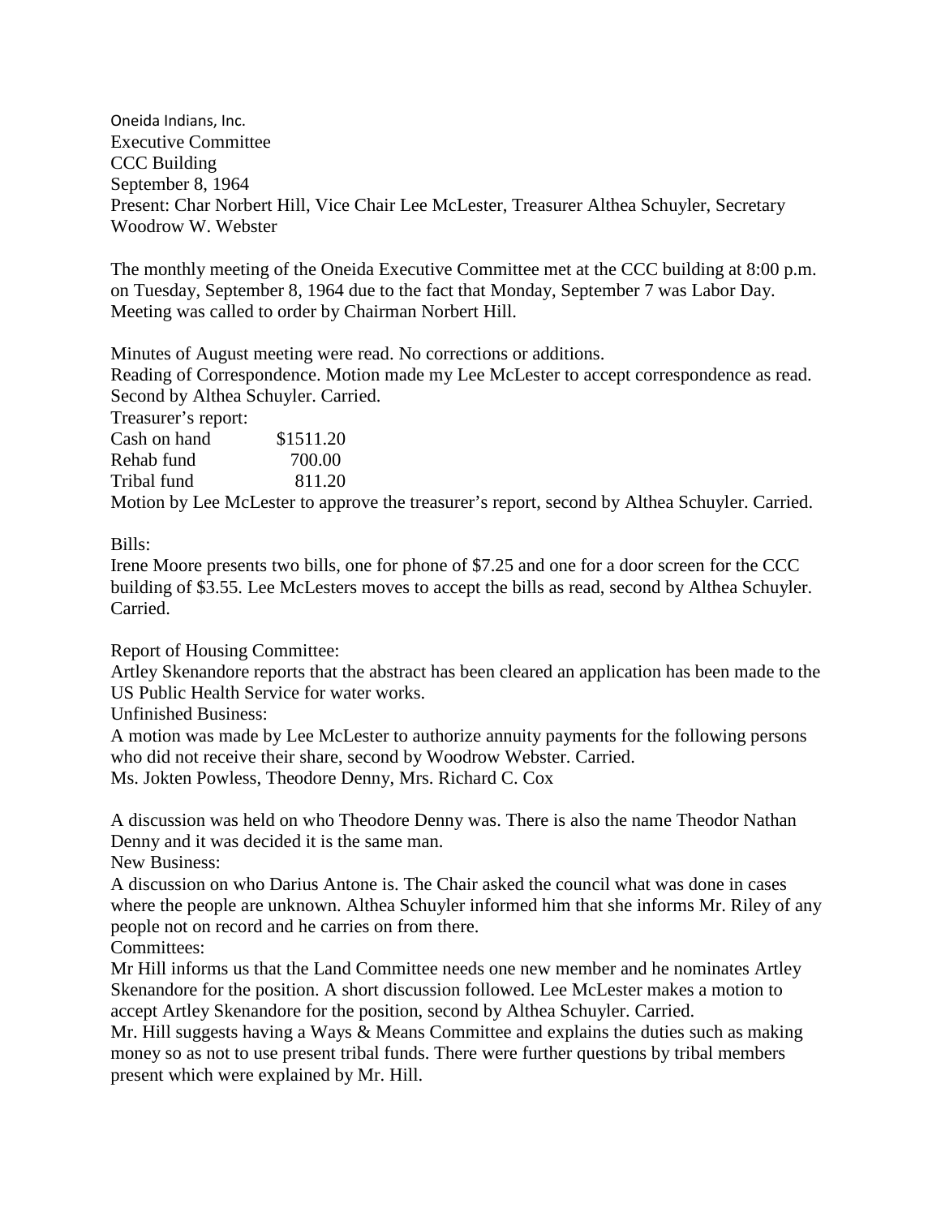Oneida Indians, Inc.
Executive Committee
CCC Building
September 8, 1964
Present: Char Norbert Hill, Vice Chair Lee McLester, Treasurer Althea Schuyler, Secretary Woodrow W. Webster

The monthly meeting of the Oneida Executive Committee met at the CCC building at 8:00 p.m. on Tuesday, September 8, 1964 due to the fact that Monday, September 7 was Labor Day. Meeting was called to order by Chairman Norbert Hill.

Minutes of August meeting were read. No corrections or additions.
Reading of Correspondence. Motion made my Lee McLester to accept correspondence as read. Second by Althea Schuyler. Carried.
Treasurer's report:

| | |
|---|---|
| Cash on hand | $1511.20 |
| Rehab fund | 700.00 |
| Tribal fund | 811.20 |

Motion by Lee McLester to approve the treasurer's report, second by Althea Schuyler. Carried.

Bills:
Irene Moore presents two bills, one for phone of $7.25 and one for a door screen for the CCC building of $3.55. Lee McLesters moves to accept the bills as read, second by Althea Schuyler. Carried.

Report of Housing Committee:
Artley Skenandore reports that the abstract has been cleared an application has been made to the US Public Health Service for water works.
Unfinished Business:
A motion was made by Lee McLester to authorize annuity payments for the following persons who did not receive their share, second by Woodrow Webster. Carried.
Ms. Jokten Powless, Theodore Denny, Mrs. Richard C. Cox

A discussion was held on who Theodore Denny was. There is also the name Theodor Nathan Denny and it was decided it is the same man.
New Business:
A discussion on who Darius Antone is. The Chair asked the council what was done in cases where the people are unknown. Althea Schuyler informed him that she informs Mr. Riley of any people not on record and he carries on from there.
Committees:
Mr Hill informs us that the Land Committee needs one new member and he nominates Artley Skenandore for the position. A short discussion followed. Lee McLester makes a motion to accept Artley Skenandore for the position, second by Althea Schuyler. Carried.
Mr. Hill suggests having a Ways & Means Committee and explains the duties such as making money so as not to use present tribal funds. There were further questions by tribal members present which were explained by Mr. Hill.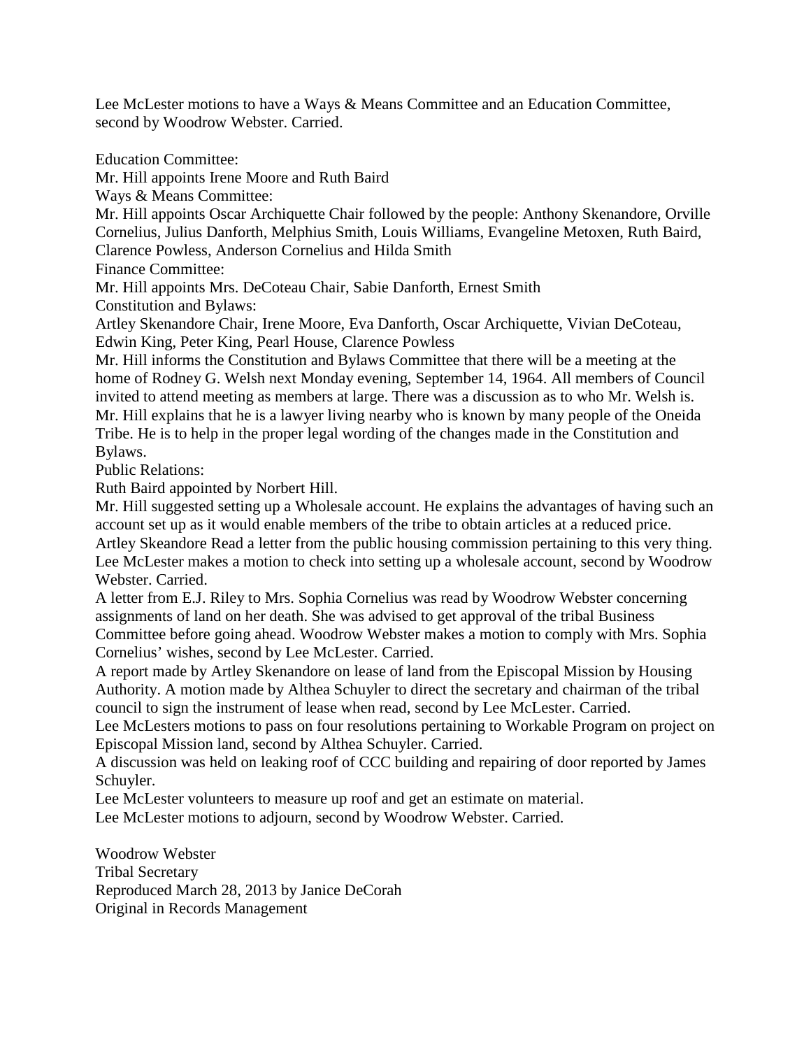Lee McLester motions to have a Ways & Means Committee and an Education Committee, second by Woodrow Webster. Carried.

Education Committee:
Mr. Hill appoints Irene Moore and Ruth Baird
Ways & Means Committee:
Mr. Hill appoints Oscar Archiquette Chair followed by the people: Anthony Skenandore, Orville Cornelius, Julius Danforth, Melphius Smith, Louis Williams, Evangeline Metoxen, Ruth Baird, Clarence Powless, Anderson Cornelius and Hilda Smith
Finance Committee:
Mr. Hill appoints Mrs. DeCoteau Chair, Sabie Danforth, Ernest Smith
Constitution and Bylaws:
Artley Skenandore Chair, Irene Moore, Eva Danforth, Oscar Archiquette, Vivian DeCoteau, Edwin King, Peter King, Pearl House, Clarence Powless
Mr. Hill informs the Constitution and Bylaws Committee that there will be a meeting at the home of Rodney G. Welsh next Monday evening, September 14, 1964. All members of Council invited to attend meeting as members at large. There was a discussion as to who Mr. Welsh is. Mr. Hill explains that he is a lawyer living nearby who is known by many people of the Oneida Tribe. He is to help in the proper legal wording of the changes made in the Constitution and Bylaws.
Public Relations:
Ruth Baird appointed by Norbert Hill.
Mr. Hill suggested setting up a Wholesale account. He explains the advantages of having such an account set up as it would enable members of the tribe to obtain articles at a reduced price. Artley Skeandore Read a letter from the public housing commission pertaining to this very thing. Lee McLester makes a motion to check into setting up a wholesale account, second by Woodrow Webster. Carried.
A letter from E.J. Riley to Mrs. Sophia Cornelius was read by Woodrow Webster concerning assignments of land on her death. She was advised to get approval of the tribal Business Committee before going ahead. Woodrow Webster makes a motion to comply with Mrs. Sophia Cornelius' wishes, second by Lee McLester. Carried.
A report made by Artley Skenandore on lease of land from the Episcopal Mission by Housing Authority. A motion made by Althea Schuyler to direct the secretary and chairman of the tribal council to sign the instrument of lease when read, second by Lee McLester. Carried.
Lee McLesters motions to pass on four resolutions pertaining to Workable Program on project on Episcopal Mission land, second by Althea Schuyler. Carried.
A discussion was held on leaking roof of CCC building and repairing of door reported by James Schuyler.
Lee McLester volunteers to measure up roof and get an estimate on material.
Lee McLester motions to adjourn, second by Woodrow Webster. Carried.

Woodrow Webster
Tribal Secretary
Reproduced March 28, 2013 by Janice DeCorah
Original in Records Management